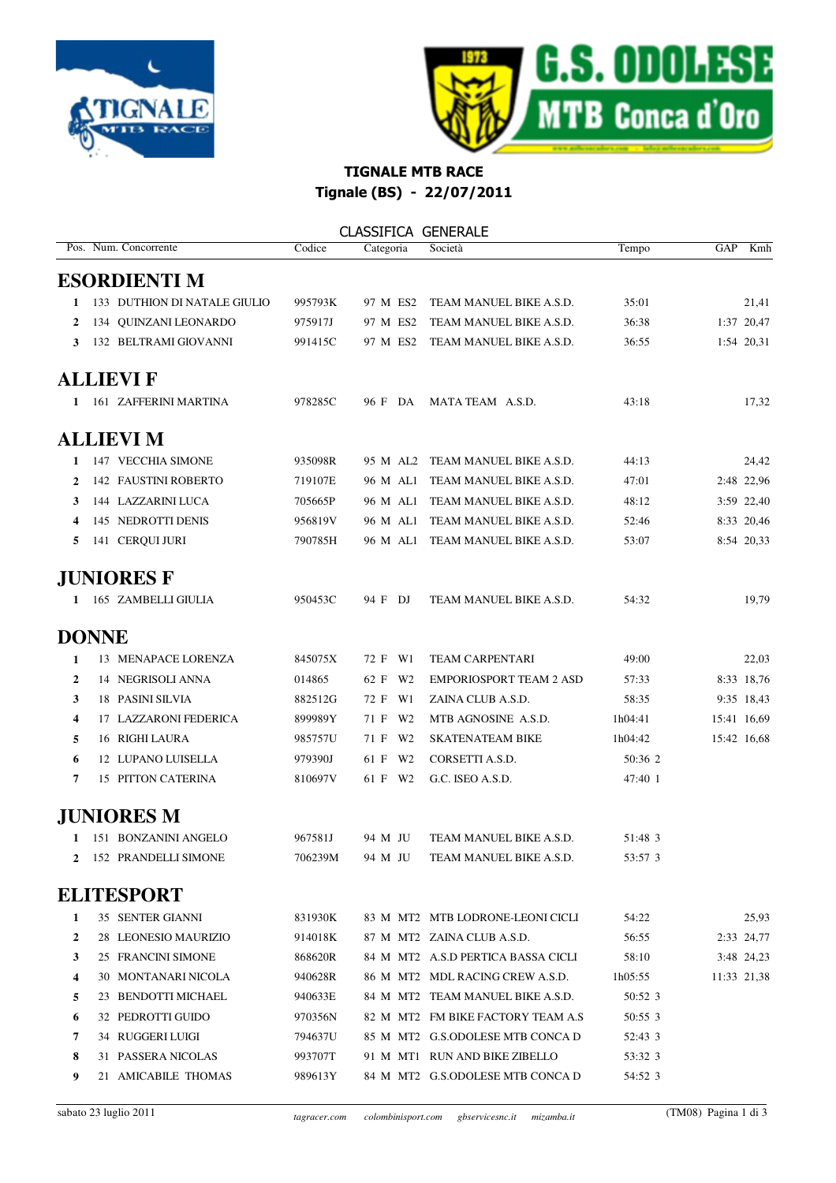## TIGNALE MTB RACE

**Tignale (BS) - 22/07/2011**

### CLASSIFICA GENERALE

| Pos. | Num. | Concorrente | Codice | Categoria | Società | Tempo | GAP | Kmh |
|---|---|---|---|---|---|---|---|---|
| **ESORDIENTI M** | | | | | | | | |
| 1 | 133 | DUTHION DI NATALE GIULIO | 995793K | 97 M ES2 | TEAM MANUEL BIKE A.S.D. | 35:01 | | 21,41 |
| 2 | 134 | QUINZANI LEONARDO | 975917J | 97 M ES2 | TEAM MANUEL BIKE A.S.D. | 36:38 | 1:37 | 20,47 |
| 3 | 132 | BELTRAMI GIOVANNI | 991415C | 97 M ES2 | TEAM MANUEL BIKE A.S.D. | 36:55 | 1:54 | 20,31 |
| **ALLIEVI F** | | | | | | | | |
| 1 | 161 | ZAFFERINI MARTINA | 978285C | 96 F DA | MATA TEAM A.S.D. | 43:18 | | 17,32 |
| **ALLIEVI M** | | | | | | | | |
| 1 | 147 | VECCHIA SIMONE | 935098R | 95 M AL2 | TEAM MANUEL BIKE A.S.D. | 44:13 | | 24,42 |
| 2 | 142 | FAUSTINI ROBERTO | 719107E | 96 M AL1 | TEAM MANUEL BIKE A.S.D. | 47:01 | 2:48 | 22,96 |
| 3 | 144 | LAZZARINI LUCA | 705665P | 96 M AL1 | TEAM MANUEL BIKE A.S.D. | 48:12 | 3:59 | 22,40 |
| 4 | 145 | NEDROTTI DENIS | 956819V | 96 M AL1 | TEAM MANUEL BIKE A.S.D. | 52:46 | 8:33 | 20,46 |
| 5 | 141 | CERQUI JURI | 790785H | 96 M AL1 | TEAM MANUEL BIKE A.S.D. | 53:07 | 8:54 | 20,33 |
| **JUNIORES F** | | | | | | | | |
| 1 | 165 | ZAMBELLI GIULIA | 950453C | 94 F DJ | TEAM MANUEL BIKE A.S.D. | 54:32 | | 19,79 |
| **DONNE** | | | | | | | | |
| 1 | 13 | MENAPACE LORENZA | 845075X | 72 F W1 | TEAM CARPENTARI | 49:00 | | 22,03 |
| 2 | 14 | NEGRISOLI ANNA | 014865 | 62 F W2 | EMPORIOSPORT TEAM 2 ASD | 57:33 | 8:33 | 18,76 |
| 3 | 18 | PASINI SILVIA | 882512G | 72 F W1 | ZAINA CLUB A.S.D. | 58:35 | 9:35 | 18,43 |
| 4 | 17 | LAZZARONI FEDERICA | 899989Y | 71 F W2 | MTB AGNOSINE A.S.D. | 1h04:41 | 15:41 | 16,69 |
| 5 | 16 | RIGHI LAURA | 985757U | 71 F W2 | SKATENATEAM BIKE | 1h04:42 | 15:42 | 16,68 |
| 6 | 12 | LUPANO LUISELLA | 979390J | 61 F W2 | CORSETTI A.S.D. | 50:36 2 | | |
| 7 | 15 | PITTON CATERINA | 810697V | 61 F W2 | G.C. ISEO A.S.D. | 47:40 1 | | |
| **JUNIORES M** | | | | | | | | |
| 1 | 151 | BONZANINI ANGELO | 967581J | 94 M JU | TEAM MANUEL BIKE A.S.D. | 51:48 3 | | |
| 2 | 152 | PRANDELLI SIMONE | 706239M | 94 M JU | TEAM MANUEL BIKE A.S.D. | 53:57 3 | | |
| **ELITESPORT** | | | | | | | | |
| 1 | 35 | SENTER GIANNI | 831930K | 83 M MT2 | MTB LODRONE-LEONI CICLI | 54:22 | | 25,93 |
| 2 | 28 | LEONESIO MAURIZIO | 914018K | 87 M MT2 | ZAINA CLUB A.S.D. | 56:55 | 2:33 | 24,77 |
| 3 | 25 | FRANCINI SIMONE | 868620R | 84 M MT2 | A.S.D PERTICA BASSA CICLI | 58:10 | 3:48 | 24,23 |
| 4 | 30 | MONTANARI NICOLA | 940628R | 86 M MT2 | MDL RACING CREW A.S.D. | 1h05:55 | 11:33 | 21,38 |
| 5 | 23 | BENDOTTI MICHAEL | 940633E | 84 M MT2 | TEAM MANUEL BIKE A.S.D. | 50:52 3 | | |
| 6 | 32 | PEDROTTI GUIDO | 970356N | 82 M MT2 | FM BIKE FACTORY TEAM A.S | 50:55 3 | | |
| 7 | 34 | RUGGERI LUIGI | 794637U | 85 M MT2 | G.S.ODOLESE MTB CONCA D | 52:43 3 | | |
| 8 | 31 | PASSERA NICOLAS | 993707T | 91 M MT1 | RUN AND BIKE ZIBELLO | 53:32 3 | | |
| 9 | 21 | AMICABILE THOMAS | 989613Y | 84 M MT2 | G.S.ODOLESE MTB CONCA D | 54:52 3 | | |

sabato 23 luglio 2011 — *tagracer.com colombinisport.com gbservicesnc.it mizamba.it* — (TM08)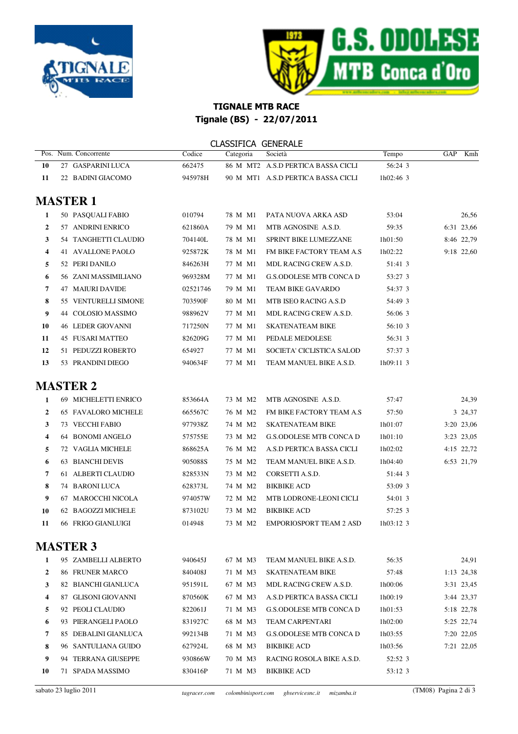**TIGNALE MTB RACE**
**Tignale (BS) - 22/07/2011**

CLASSIFICA GENERALE

| Pos. | Num. | Concorrente | Codice | Categoria | Società | Tempo | GAP | Kmh |
|---|---|---|---|---|---|---|---|---|
| 10 | 27 | GASPARINI LUCA | 662475 | 86 M MT2 | A.S.D PERTICA BASSA CICLI | 56:24 3 | | |
| 11 | 22 | BADINI GIACOMO | 945978H | 90 M MT1 | A.S.D PERTICA BASSA CICLI | 1h02:46 3 | | |

## MASTER 1

| Pos. | Num. | Concorrente | Codice | Categoria | Società | Tempo | GAP | Kmh |
|---|---|---|---|---|---|---|---|---|
| 1 | 50 | PASQUALI FABIO | 010794 | 78 M M1 | PATA NUOVA ARKA ASD | 53:04 | | 26,56 |
| 2 | 57 | ANDRINI ENRICO | 621860A | 79 M M1 | MTB AGNOSINE A.S.D. | 59:35 | 6:31 | 23,66 |
| 3 | 54 | TANGHETTI CLAUDIO | 704140L | 78 M M1 | SPRINT BIKE LUMEZZANE | 1h01:50 | 8:46 | 22,79 |
| 4 | 41 | AVALLONE PAOLO | 925872K | 78 M M1 | FM BIKE FACTORY TEAM A.S | 1h02:22 | 9:18 | 22,60 |
| 5 | 52 | PERI DANILO | 846263H | 77 M M1 | MDL RACING CREW A.S.D. | 51:41 3 | | |
| 6 | 56 | ZANI MASSIMILIANO | 969328M | 77 M M1 | G.S.ODOLESE MTB CONCA D | 53:27 3 | | |
| 7 | 47 | MAIURI DAVIDE | 02521746 | 79 M M1 | TEAM BIKE GAVARDO | 54:37 3 | | |
| 8 | 55 | VENTURELLI SIMONE | 703590F | 80 M M1 | MTB ISEO RACING A.S.D | 54:49 3 | | |
| 9 | 44 | COLOSIO MASSIMO | 988962V | 77 M M1 | MDL RACING CREW A.S.D. | 56:06 3 | | |
| 10 | 46 | LEDER GIOVANNI | 717250N | 77 M M1 | SKATENATEAM BIKE | 56:10 3 | | |
| 11 | 45 | FUSARI MATTEO | 826209G | 77 M M1 | PEDALE MEDOLESE | 56:31 3 | | |
| 12 | 51 | PEDUZZI ROBERTO | 654927 | 77 M M1 | SOCIETA' CICLISTICA SALOD | 57:37 3 | | |
| 13 | 53 | PRANDINI DIEGO | 940634F | 77 M M1 | TEAM MANUEL BIKE A.S.D. | 1h09:11 3 | | |

## MASTER 2

| Pos. | Num. | Concorrente | Codice | Categoria | Società | Tempo | GAP | Kmh |
|---|---|---|---|---|---|---|---|---|
| 1 | 69 | MICHELETTI ENRICO | 853664A | 73 M M2 | MTB AGNOSINE A.S.D. | 57:47 | | 24,39 |
| 2 | 65 | FAVALORO MICHELE | 665567C | 76 M M2 | FM BIKE FACTORY TEAM A.S | 57:50 | 3 | 24,37 |
| 3 | 73 | VECCHI FABIO | 977938Z | 74 M M2 | SKATENATEAM BIKE | 1h01:07 | 3:20 | 23,06 |
| 4 | 64 | BONOMI ANGELO | 575755E | 73 M M2 | G.S.ODOLESE MTB CONCA D | 1h01:10 | 3:23 | 23,05 |
| 5 | 72 | VAGLIA MICHELE | 868625A | 76 M M2 | A.S.D PERTICA BASSA CICLI | 1h02:02 | 4:15 | 22,72 |
| 6 | 63 | BIANCHI DEVIS | 905088S | 75 M M2 | TEAM MANUEL BIKE A.S.D. | 1h04:40 | 6:53 | 21,79 |
| 7 | 61 | ALBERTI CLAUDIO | 828533N | 73 M M2 | CORSETTI A.S.D. | 51:44 3 | | |
| 8 | 74 | BARONI LUCA | 628373L | 74 M M2 | BIKBIKE ACD | 53:09 3 | | |
| 9 | 67 | MAROCCHI NICOLA | 974057W | 72 M M2 | MTB LODRONE-LEONI CICLI | 54:01 3 | | |
| 10 | 62 | BAGOZZI MICHELE | 873102U | 73 M M2 | BIKBIKE ACD | 57:25 3 | | |
| 11 | 66 | FRIGO GIANLUIGI | 014948 | 73 M M2 | EMPORIOSPORT TEAM 2 ASD | 1h03:12 3 | | |

## MASTER 3

| Pos. | Num. | Concorrente | Codice | Categoria | Società | Tempo | GAP | Kmh |
|---|---|---|---|---|---|---|---|---|
| 1 | 95 | ZAMBELLI ALBERTO | 940645J | 67 M M3 | TEAM MANUEL BIKE A.S.D. | 56:35 | | 24,91 |
| 2 | 86 | FRUNER MARCO | 840408J | 71 M M3 | SKATENATEAM BIKE | 57:48 | 1:13 | 24,38 |
| 3 | 82 | BIANCHI GIANLUCA | 951591L | 67 M M3 | MDL RACING CREW A.S.D. | 1h00:06 | 3:31 | 23,45 |
| 4 | 87 | GLISONI GIOVANNI | 870560K | 67 M M3 | A.S.D PERTICA BASSA CICLI | 1h00:19 | 3:44 | 23,37 |
| 5 | 92 | PEOLI CLAUDIO | 822061J | 71 M M3 | G.S.ODOLESE MTB CONCA D | 1h01:53 | 5:18 | 22,78 |
| 6 | 93 | PIERANGELI PAOLO | 831927C | 68 M M3 | TEAM CARPENTARI | 1h02:00 | 5:25 | 22,74 |
| 7 | 85 | DEBALINI GIANLUCA | 992134B | 71 M M3 | G.S.ODOLESE MTB CONCA D | 1h03:55 | 7:20 | 22,05 |
| 8 | 96 | SANTULIANA GUIDO | 627924L | 68 M M3 | BIKBIKE ACD | 1h03:56 | 7:21 | 22,05 |
| 9 | 94 | TERRANA GIUSEPPE | 930866W | 70 M M3 | RACING ROSOLA BIKE A.S.D. | 52:52 3 | | |
| 10 | 71 | SPADA MASSIMO | 830416P | 71 M M3 | BIKBIKE ACD | 53:12 3 | | |

sabato 23 luglio 2011 — *tagracer.com colombinisport.com gbservicesnc.it mizamba.it* — (TM08)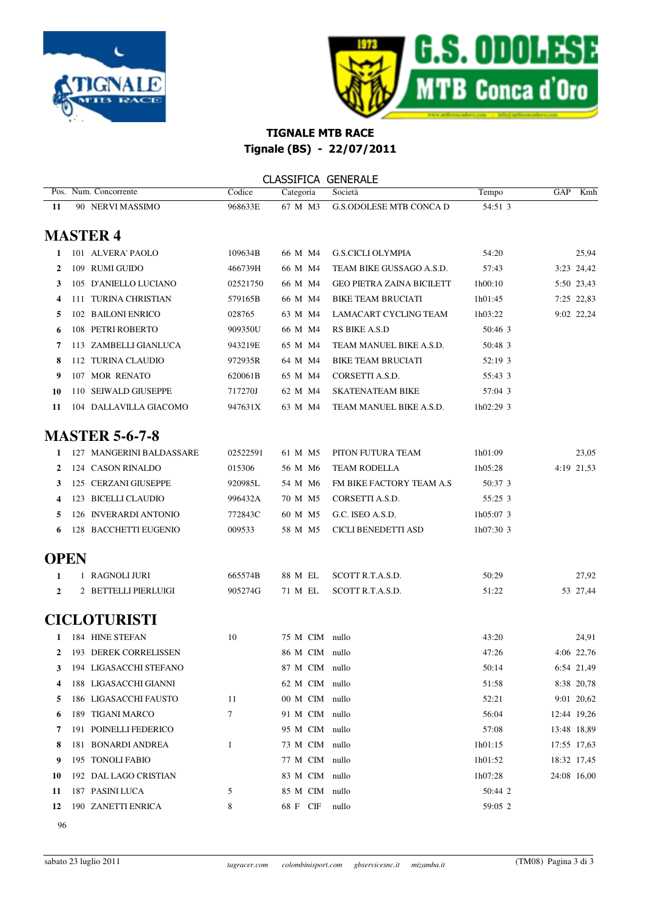**TIGNALE MTB RACE**
**Tignale (BS) - 22/07/2011**

CLASSIFICA GENERALE

| Pos. | Num. | Concorrente | Codice | Categoria | Società | Tempo | GAP | Kmh |
|---|---|---|---|---|---|---|---|---|
| 11 | 90 | NERVI MASSIMO | 968633E | 67 M M3 | G.S.ODOLESE MTB CONCA D | 54:51 3 | | |

## MASTER 4

| Pos. | Num. | Concorrente | Codice | Categoria | Società | Tempo | GAP | Kmh |
|---|---|---|---|---|---|---|---|---|
| 1 | 101 | ALVERA' PAOLO | 109634B | 66 M M4 | G.S.CICLI OLYMPIA | 54:20 | | 25,94 |
| 2 | 109 | RUMI GUIDO | 466739H | 66 M M4 | TEAM BIKE GUSSAGO A.S.D. | 57:43 | 3:23 | 24,42 |
| 3 | 105 | D'ANIELLO LUCIANO | 02521750 | 66 M M4 | GEO PIETRA ZAINA BICILETT | 1h00:10 | 5:50 | 23,43 |
| 4 | 111 | TURINA CHRISTIAN | 579165B | 66 M M4 | BIKE TEAM BRUCIATI | 1h01:45 | 7:25 | 22,83 |
| 5 | 102 | BAILONI ENRICO | 028765 | 63 M M4 | LAMACART CYCLING TEAM | 1h03:22 | 9:02 | 22,24 |
| 6 | 108 | PETRI ROBERTO | 909350U | 66 M M4 | RS BIKE A.S.D | 50:46 3 | | |
| 7 | 113 | ZAMBELLI GIANLUCA | 943219E | 65 M M4 | TEAM MANUEL BIKE A.S.D. | 50:48 3 | | |
| 8 | 112 | TURINA CLAUDIO | 972935R | 64 M M4 | BIKE TEAM BRUCIATI | 52:19 3 | | |
| 9 | 107 | MOR RENATO | 620061B | 65 M M4 | CORSETTI A.S.D. | 55:43 3 | | |
| 10 | 110 | SEIWALD GIUSEPPE | 717270J | 62 M M4 | SKATENATEAM BIKE | 57:04 3 | | |
| 11 | 104 | DALLAVILLA GIACOMO | 947631X | 63 M M4 | TEAM MANUEL BIKE A.S.D. | 1h02:29 3 | | |

## MASTER 5-6-7-8

| Pos. | Num. | Concorrente | Codice | Categoria | Società | Tempo | GAP | Kmh |
|---|---|---|---|---|---|---|---|---|
| 1 | 127 | MANGERINI BALDASSARE | 02522591 | 61 M M5 | PITON FUTURA TEAM | 1h01:09 | | 23,05 |
| 2 | 124 | CASON RINALDO | 015306 | 56 M M6 | TEAM RODELLA | 1h05:28 | 4:19 | 21,53 |
| 3 | 125 | CERZANI GIUSEPPE | 920985L | 54 M M6 | FM BIKE FACTORY TEAM A.S | 50:37 3 | | |
| 4 | 123 | BICELLI CLAUDIO | 996432A | 70 M M5 | CORSETTI A.S.D. | 55:25 3 | | |
| 5 | 126 | INVERARDI ANTONIO | 772843C | 60 M M5 | G.C. ISEO A.S.D. | 1h05:07 3 | | |
| 6 | 128 | BACCHETTI EUGENIO | 009533 | 58 M M5 | CICLI BENEDETTI ASD | 1h07:30 3 | | |

## OPEN

| Pos. | Num. | Concorrente | Codice | Categoria | Società | Tempo | GAP | Kmh |
|---|---|---|---|---|---|---|---|---|
| 1 | 1 | RAGNOLI JURI | 665574B | 88 M EL | SCOTT R.T.A.S.D. | 50:29 | | 27,92 |
| 2 | 2 | BETTELLI PIERLUIGI | 905274G | 71 M EL | SCOTT R.T.A.S.D. | 51:22 | 53 | 27,44 |

## CICLOTURISTI

| Pos. | Num. | Concorrente | Codice | Categoria | Società | Tempo | GAP | Kmh |
|---|---|---|---|---|---|---|---|---|
| 1 | 184 | HINE STEFAN | 10 | 75 M CIM | nullo | 43:20 | | 24,91 |
| 2 | 193 | DEREK CORRELISSEN | | 86 M CIM | nullo | 47:26 | 4:06 | 22,76 |
| 3 | 194 | LIGASACCHI STEFANO | | 87 M CIM | nullo | 50:14 | 6:54 | 21,49 |
| 4 | 188 | LIGASACCHI GIANNI | | 62 M CIM | nullo | 51:58 | 8:38 | 20,78 |
| 5 | 186 | LIGASACCHI FAUSTO | 11 | 00 M CIM | nullo | 52:21 | 9:01 | 20,62 |
| 6 | 189 | TIGANI MARCO | 7 | 91 M CIM | nullo | 56:04 | 12:44 | 19,26 |
| 7 | 191 | POINELLI FEDERICO | | 95 M CIM | nullo | 57:08 | 13:48 | 18,89 |
| 8 | 181 | BONARDI ANDREA | 1 | 73 M CIM | nullo | 1h01:15 | 17:55 | 17,63 |
| 9 | 195 | TONOLI FABIO | | 77 M CIM | nullo | 1h01:52 | 18:32 | 17,45 |
| 10 | 192 | DAL LAGO CRISTIAN | | 83 M CIM | nullo | 1h07:28 | 24:08 | 16,00 |
| 11 | 187 | PASINI LUCA | 5 | 85 M CIM | nullo | 50:44 2 | | |
| 12 | 190 | ZANETTI ENRICA | 8 | 68 F CIF | nullo | 59:05 2 | | |

96

sabato 23 luglio 2011 — *tagracer.com colombinisport.com gbservicesnc.it mizamba.it* — (TM08)